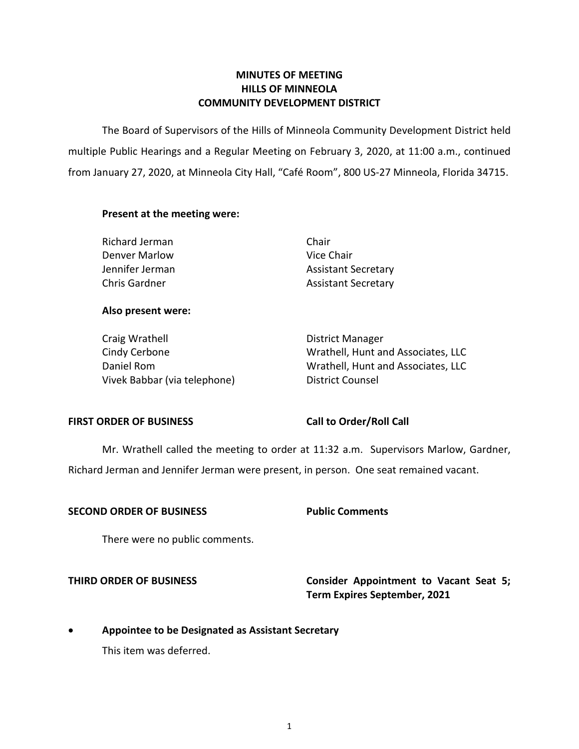# MINUTES OF MEETING
# HILLS OF MINNEOLA
# COMMUNITY DEVELOPMENT DISTRICT

The Board of Supervisors of the Hills of Minneola Community Development District held multiple Public Hearings and a Regular Meeting on February 3, 2020, at 11:00 a.m., continued from January 27, 2020, at Minneola City Hall, "Café Room", 800 US-27 Minneola, Florida 34715.

**Present at the meeting were:**

| | |
|---|---|
| Richard Jerman | Chair |
| Denver Marlow | Vice Chair |
| Jennifer Jerman | Assistant Secretary |
| Chris Gardner | Assistant Secretary |

**Also present were:**

| | |
|---|---|
| Craig Wrathell | District Manager |
| Cindy Cerbone | Wrathell, Hunt and Associates, LLC |
| Daniel Rom | Wrathell, Hunt and Associates, LLC |
| Vivek Babbar (via telephone) | District Counsel |

**FIRST ORDER OF BUSINESS** **Call to Order/Roll Call**

Mr. Wrathell called the meeting to order at 11:32 a.m. Supervisors Marlow, Gardner, Richard Jerman and Jennifer Jerman were present, in person. One seat remained vacant.

**SECOND ORDER OF BUSINESS** **Public Comments**

There were no public comments.

**THIRD ORDER OF BUSINESS** **Consider Appointment to Vacant Seat 5; Term Expires September, 2021**

- **Appointee to be Designated as Assistant Secretary**

  This item was deferred.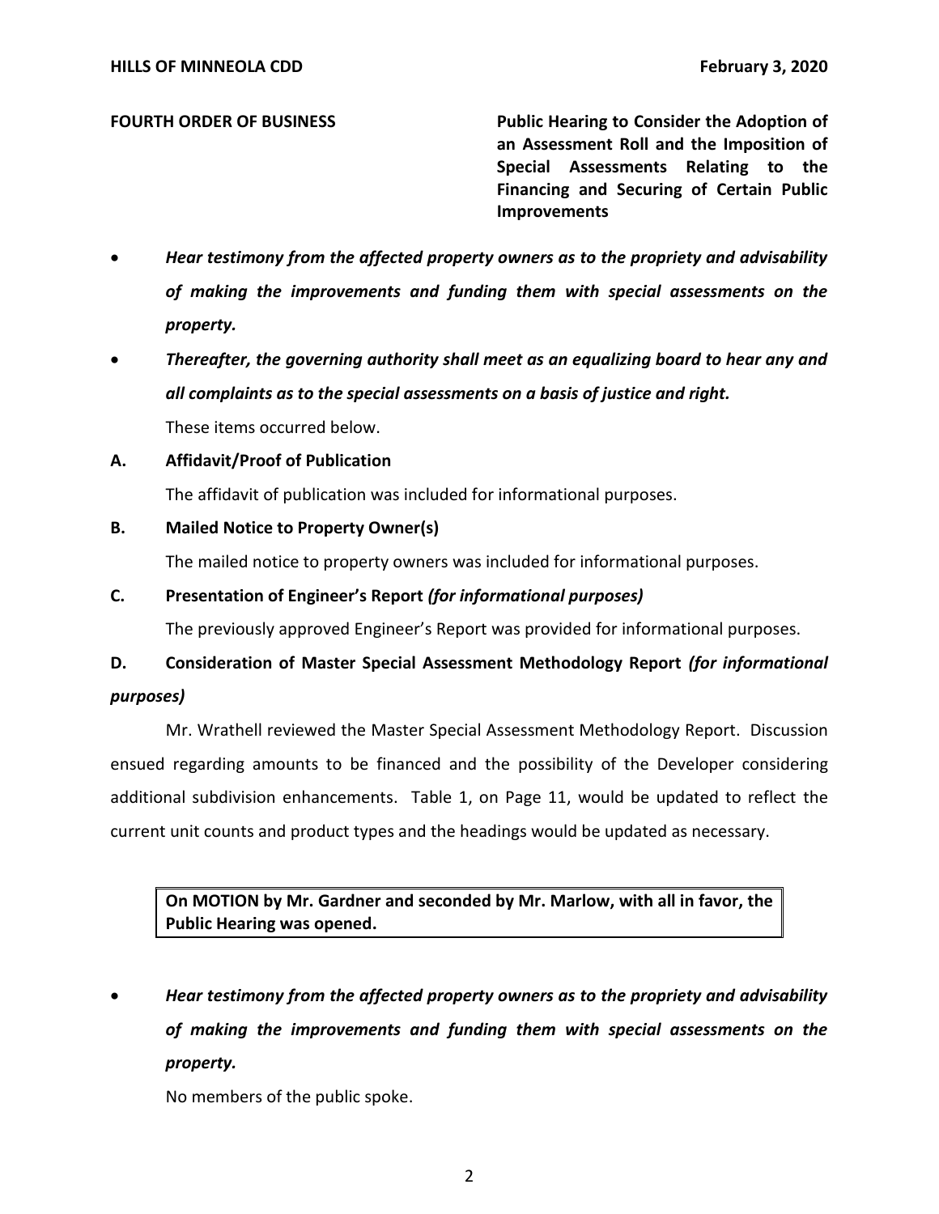**FOURTH ORDER OF BUSINESS** **Public Hearing to Consider the Adoption of an Assessment Roll and the Imposition of Special Assessments Relating to the Financing and Securing of Certain Public Improvements**

- ***Hear testimony from the affected property owners as to the propriety and advisability of making the improvements and funding them with special assessments on the property.***
- ***Thereafter, the governing authority shall meet as an equalizing board to hear any and all complaints as to the special assessments on a basis of justice and right.***

  These items occurred below.

**A. Affidavit/Proof of Publication**

The affidavit of publication was included for informational purposes.

**B. Mailed Notice to Property Owner(s)**

The mailed notice to property owners was included for informational purposes.

**C. Presentation of Engineer's Report** ***(for informational purposes)***

The previously approved Engineer's Report was provided for informational purposes.

**D. Consideration of Master Special Assessment Methodology Report** ***(for informational purposes)***

Mr. Wrathell reviewed the Master Special Assessment Methodology Report. Discussion ensued regarding amounts to be financed and the possibility of the Developer considering additional subdivision enhancements. Table 1, on Page 11, would be updated to reflect the current unit counts and product types and the headings would be updated as necessary.

> **On MOTION by Mr. Gardner and seconded by Mr. Marlow, with all in favor, the Public Hearing was opened.**

- ***Hear testimony from the affected property owners as to the propriety and advisability of making the improvements and funding them with special assessments on the property.***

  No members of the public spoke.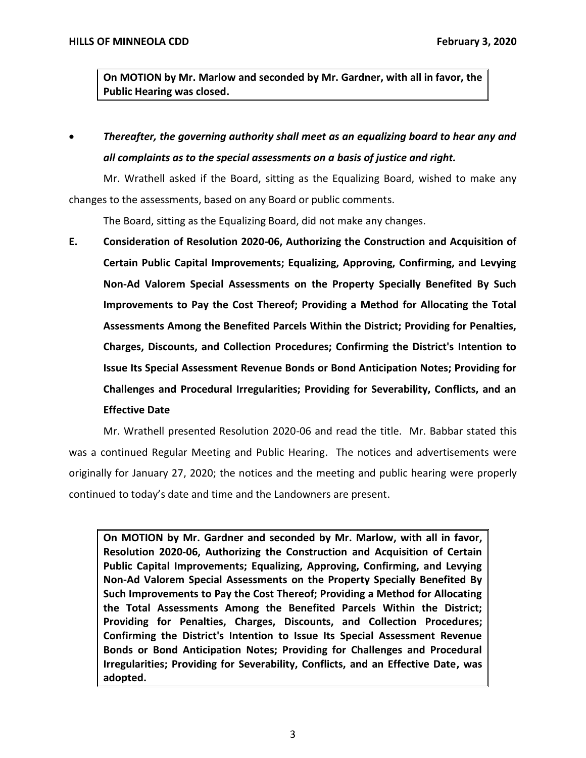**On MOTION by Mr. Marlow and seconded by Mr. Gardner, with all in favor, the Public Hearing was closed.**

- ***Thereafter, the governing authority shall meet as an equalizing board to hear any and all complaints as to the special assessments on a basis of justice and right.***

Mr. Wrathell asked if the Board, sitting as the Equalizing Board, wished to make any changes to the assessments, based on any Board or public comments.

The Board, sitting as the Equalizing Board, did not make any changes.

**E. Consideration of Resolution 2020-06, Authorizing the Construction and Acquisition of Certain Public Capital Improvements; Equalizing, Approving, Confirming, and Levying Non-Ad Valorem Special Assessments on the Property Specially Benefited By Such Improvements to Pay the Cost Thereof; Providing a Method for Allocating the Total Assessments Among the Benefited Parcels Within the District; Providing for Penalties, Charges, Discounts, and Collection Procedures; Confirming the District's Intention to Issue Its Special Assessment Revenue Bonds or Bond Anticipation Notes; Providing for Challenges and Procedural Irregularities; Providing for Severability, Conflicts, and an Effective Date**

Mr. Wrathell presented Resolution 2020-06 and read the title. Mr. Babbar stated this was a continued Regular Meeting and Public Hearing. The notices and advertisements were originally for January 27, 2020; the notices and the meeting and public hearing were properly continued to today's date and time and the Landowners are present.

**On MOTION by Mr. Gardner and seconded by Mr. Marlow, with all in favor, Resolution 2020-06, Authorizing the Construction and Acquisition of Certain Public Capital Improvements; Equalizing, Approving, Confirming, and Levying Non-Ad Valorem Special Assessments on the Property Specially Benefited By Such Improvements to Pay the Cost Thereof; Providing a Method for Allocating the Total Assessments Among the Benefited Parcels Within the District; Providing for Penalties, Charges, Discounts, and Collection Procedures; Confirming the District's Intention to Issue Its Special Assessment Revenue Bonds or Bond Anticipation Notes; Providing for Challenges and Procedural Irregularities; Providing for Severability, Conflicts, and an Effective Date, was adopted.**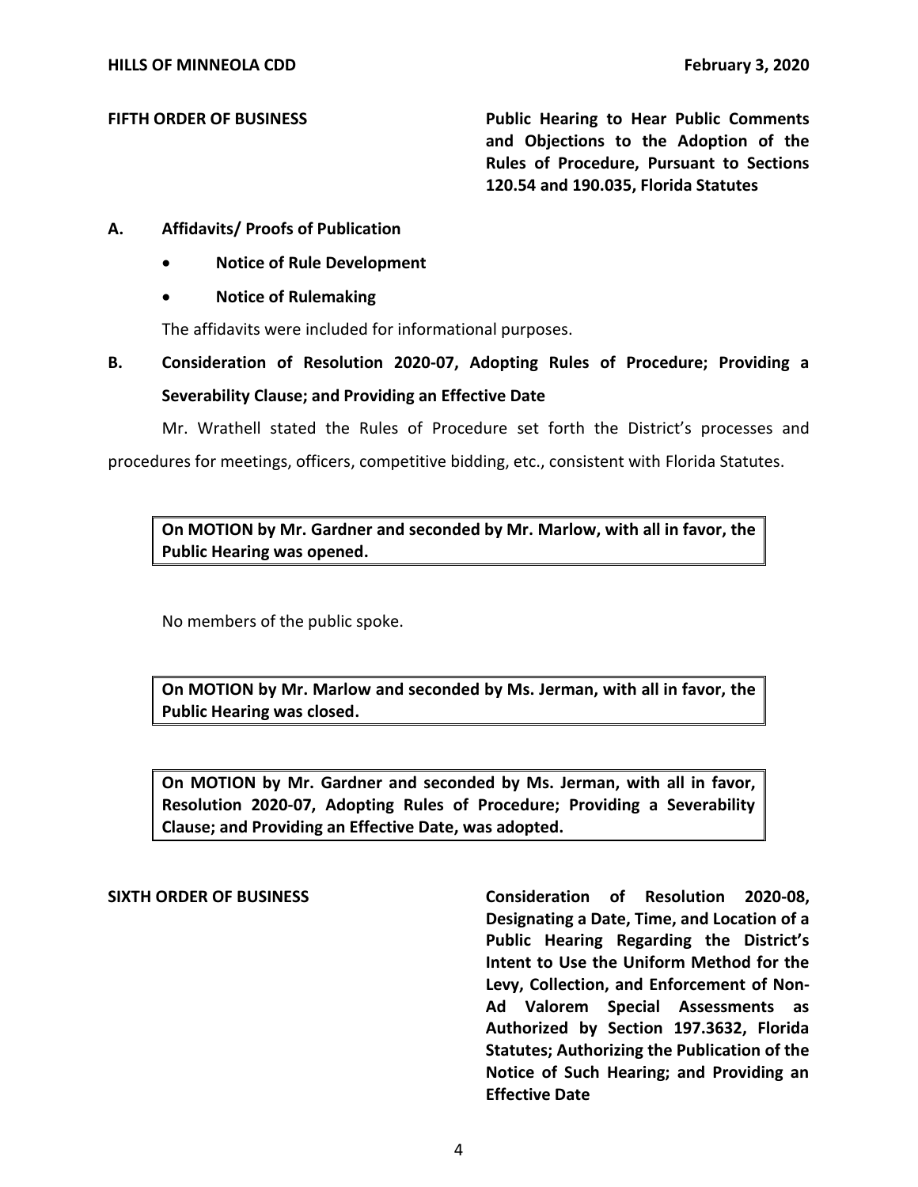**FIFTH ORDER OF BUSINESS** **Public Hearing to Hear Public Comments and Objections to the Adoption of the Rules of Procedure, Pursuant to Sections 120.54 and 190.035, Florida Statutes**

**A. Affidavits/ Proofs of Publication**

- **Notice of Rule Development**
- **Notice of Rulemaking**

The affidavits were included for informational purposes.

**B. Consideration of Resolution 2020-07, Adopting Rules of Procedure; Providing a Severability Clause; and Providing an Effective Date**

Mr. Wrathell stated the Rules of Procedure set forth the District's processes and procedures for meetings, officers, competitive bidding, etc., consistent with Florida Statutes.

**On MOTION by Mr. Gardner and seconded by Mr. Marlow, with all in favor, the Public Hearing was opened.**

No members of the public spoke.

**On MOTION by Mr. Marlow and seconded by Ms. Jerman, with all in favor, the Public Hearing was closed.**

**On MOTION by Mr. Gardner and seconded by Ms. Jerman, with all in favor, Resolution 2020-07, Adopting Rules of Procedure; Providing a Severability Clause; and Providing an Effective Date, was adopted.**

**SIXTH ORDER OF BUSINESS** **Consideration of Resolution 2020-08, Designating a Date, Time, and Location of a Public Hearing Regarding the District's Intent to Use the Uniform Method for the Levy, Collection, and Enforcement of Non-Ad Valorem Special Assessments as Authorized by Section 197.3632, Florida Statutes; Authorizing the Publication of the Notice of Such Hearing; and Providing an Effective Date**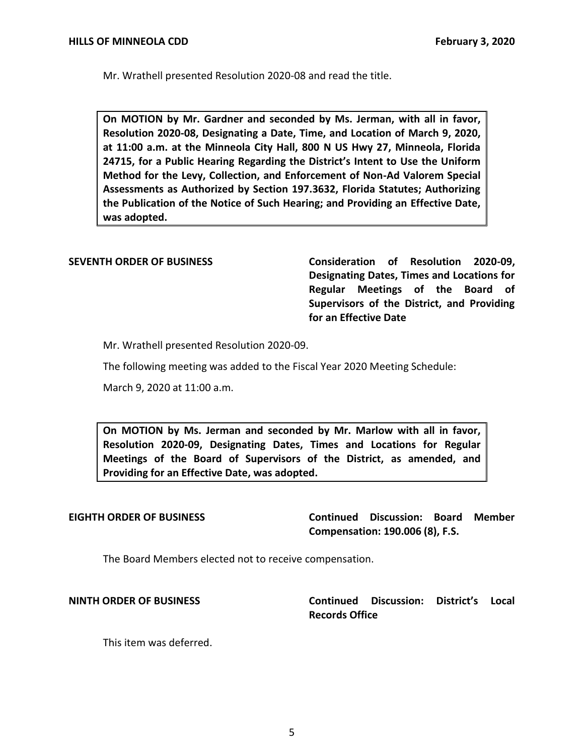Mr. Wrathell presented Resolution 2020-08 and read the title.

> **On MOTION by Mr. Gardner and seconded by Ms. Jerman, with all in favor, Resolution 2020-08, Designating a Date, Time, and Location of March 9, 2020, at 11:00 a.m. at the Minneola City Hall, 800 N US Hwy 27, Minneola, Florida 24715, for a Public Hearing Regarding the District's Intent to Use the Uniform Method for the Levy, Collection, and Enforcement of Non-Ad Valorem Special Assessments as Authorized by Section 197.3632, Florida Statutes; Authorizing the Publication of the Notice of Such Hearing; and Providing an Effective Date, was adopted.**

**SEVENTH ORDER OF BUSINESS** — **Consideration of Resolution 2020-09, Designating Dates, Times and Locations for Regular Meetings of the Board of Supervisors of the District, and Providing for an Effective Date**

Mr. Wrathell presented Resolution 2020-09.

The following meeting was added to the Fiscal Year 2020 Meeting Schedule:

March 9, 2020 at 11:00 a.m.

> **On MOTION by Ms. Jerman and seconded by Mr. Marlow with all in favor, Resolution 2020-09, Designating Dates, Times and Locations for Regular Meetings of the Board of Supervisors of the District, as amended, and Providing for an Effective Date, was adopted.**

**EIGHTH ORDER OF BUSINESS** — **Continued Discussion: Board Member Compensation: 190.006 (8), F.S.**

The Board Members elected not to receive compensation.

**NINTH ORDER OF BUSINESS** — **Continued Discussion: District's Local Records Office**

This item was deferred.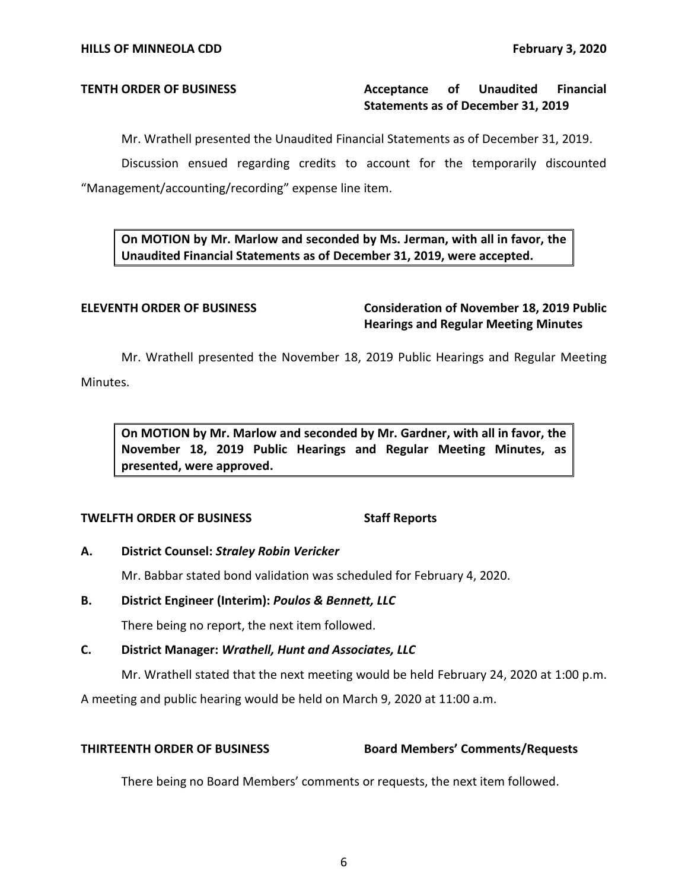**TENTH ORDER OF BUSINESS** **Acceptance of Unaudited Financial Statements as of December 31, 2019**

Mr. Wrathell presented the Unaudited Financial Statements as of December 31, 2019.

Discussion ensued regarding credits to account for the temporarily discounted "Management/accounting/recording" expense line item.

> **On MOTION by Mr. Marlow and seconded by Ms. Jerman, with all in favor, the Unaudited Financial Statements as of December 31, 2019, were accepted.**

**ELEVENTH ORDER OF BUSINESS** **Consideration of November 18, 2019 Public Hearings and Regular Meeting Minutes**

Mr. Wrathell presented the November 18, 2019 Public Hearings and Regular Meeting Minutes.

> **On MOTION by Mr. Marlow and seconded by Mr. Gardner, with all in favor, the November 18, 2019 Public Hearings and Regular Meeting Minutes, as presented, were approved.**

**TWELFTH ORDER OF BUSINESS** **Staff Reports**

**A. District Counsel: *Straley Robin Vericker***

Mr. Babbar stated bond validation was scheduled for February 4, 2020.

**B. District Engineer (Interim): *Poulos & Bennett, LLC***

There being no report, the next item followed.

**C. District Manager: *Wrathell, Hunt and Associates, LLC***

Mr. Wrathell stated that the next meeting would be held February 24, 2020 at 1:00 p.m. A meeting and public hearing would be held on March 9, 2020 at 11:00 a.m.

**THIRTEENTH ORDER OF BUSINESS** **Board Members' Comments/Requests**

There being no Board Members' comments or requests, the next item followed.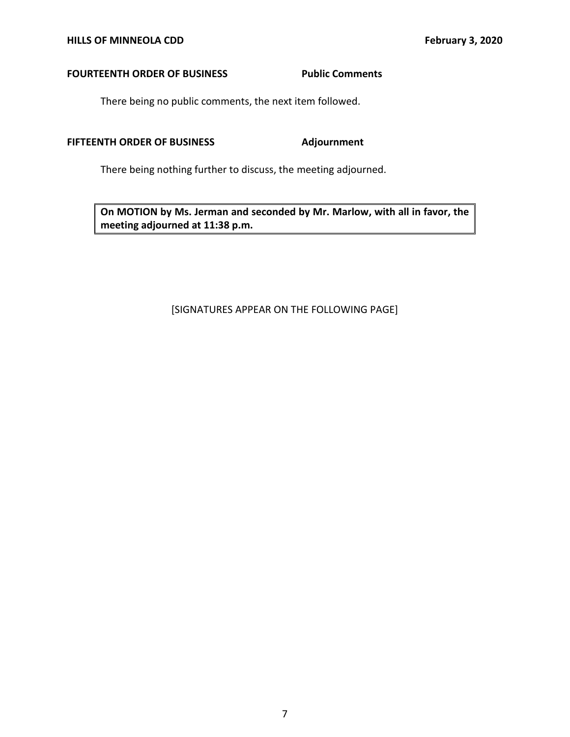**FOURTEENTH ORDER OF BUSINESS** **Public Comments**

There being no public comments, the next item followed.

**FIFTEENTH ORDER OF BUSINESS** **Adjournment**

There being nothing further to discuss, the meeting adjourned.

**On MOTION by Ms. Jerman and seconded by Mr. Marlow, with all in favor, the meeting adjourned at 11:38 p.m.**

[SIGNATURES APPEAR ON THE FOLLOWING PAGE]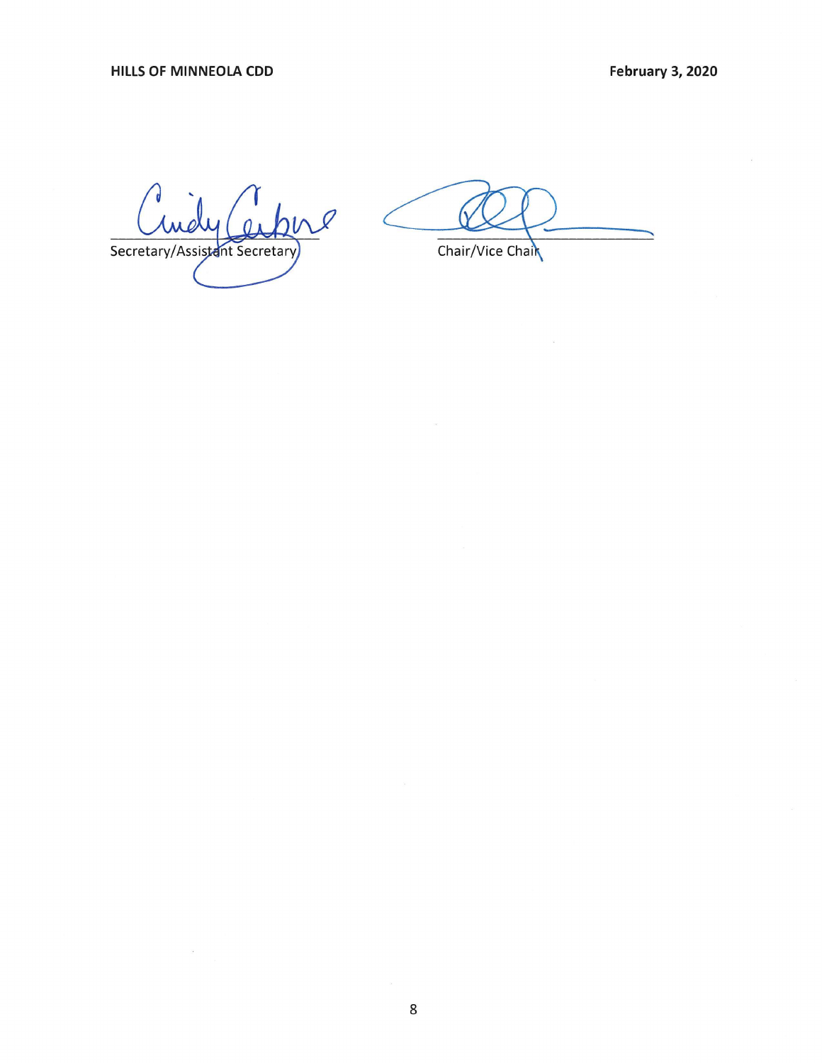\_\_\_\_\_\_\_\_\_\_\_\_\_\_\_\_\_\_\_\_\_\_\_\_\_\_\_\_\_\_\_\_
Secretary/Assistant Secretary

\_\_\_\_\_\_\_\_\_\_\_\_\_\_\_\_\_\_\_\_\_\_\_\_\_\_\_\_\_\_\_\_
Chair/Vice Chair